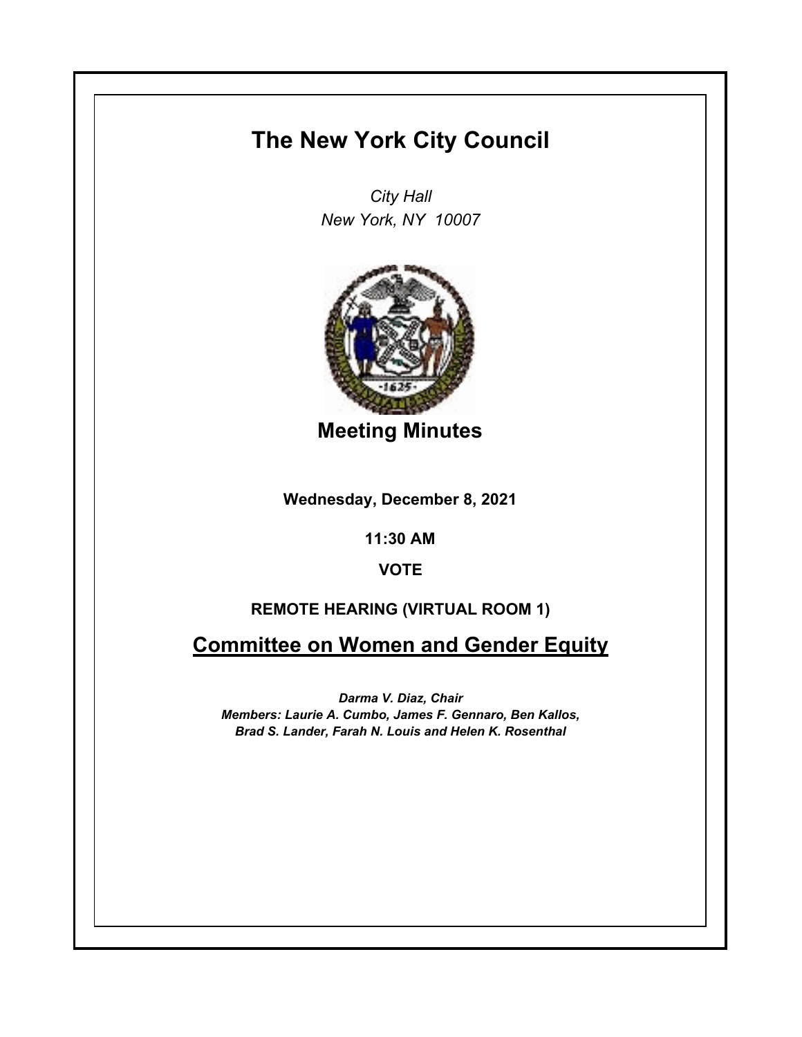# The New York City Council

*City Hall*
*New York, NY 10007*

## Meeting Minutes

**Wednesday, December 8, 2021**

**11:30 AM**

**VOTE**

**REMOTE HEARING (VIRTUAL ROOM 1)**

## Committee on Women and Gender Equity

***Darma V. Diaz, Chair***
***Members: Laurie A. Cumbo, James F. Gennaro, Ben Kallos, Brad S. Lander, Farah N. Louis and Helen K. Rosenthal***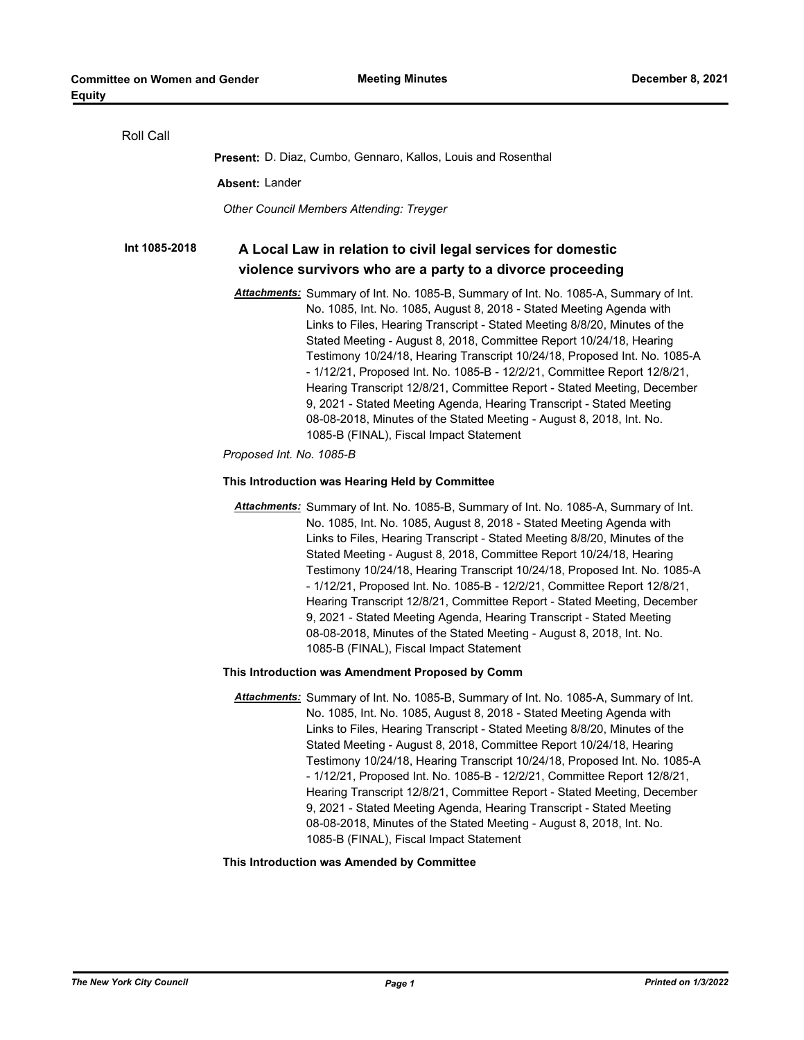Roll Call

**Present:** D. Diaz, Cumbo, Gennaro, Kallos, Louis and Rosenthal

**Absent:** Lander

*Other Council Members Attending: Treyger*

**Int 1085-2018** **A Local Law in relation to civil legal services for domestic violence survivors who are a party to a divorce proceeding**

***Attachments:*** Summary of Int. No. 1085-B, Summary of Int. No. 1085-A, Summary of Int. No. 1085, Int. No. 1085, August 8, 2018 - Stated Meeting Agenda with Links to Files, Hearing Transcript - Stated Meeting 8/8/20, Minutes of the Stated Meeting - August 8, 2018, Committee Report 10/24/18, Hearing Testimony 10/24/18, Hearing Transcript 10/24/18, Proposed Int. No. 1085-A - 1/12/21, Proposed Int. No. 1085-B - 12/2/21, Committee Report 12/8/21, Hearing Transcript 12/8/21, Committee Report - Stated Meeting, December 9, 2021 - Stated Meeting Agenda, Hearing Transcript - Stated Meeting 08-08-2018, Minutes of the Stated Meeting - August 8, 2018, Int. No. 1085-B (FINAL), Fiscal Impact Statement

*Proposed Int. No. 1085-B*

**This Introduction was Hearing Held by Committee**

***Attachments:*** Summary of Int. No. 1085-B, Summary of Int. No. 1085-A, Summary of Int. No. 1085, Int. No. 1085, August 8, 2018 - Stated Meeting Agenda with Links to Files, Hearing Transcript - Stated Meeting 8/8/20, Minutes of the Stated Meeting - August 8, 2018, Committee Report 10/24/18, Hearing Testimony 10/24/18, Hearing Transcript 10/24/18, Proposed Int. No. 1085-A - 1/12/21, Proposed Int. No. 1085-B - 12/2/21, Committee Report 12/8/21, Hearing Transcript 12/8/21, Committee Report - Stated Meeting, December 9, 2021 - Stated Meeting Agenda, Hearing Transcript - Stated Meeting 08-08-2018, Minutes of the Stated Meeting - August 8, 2018, Int. No. 1085-B (FINAL), Fiscal Impact Statement

**This Introduction was Amendment Proposed by Comm**

***Attachments:*** Summary of Int. No. 1085-B, Summary of Int. No. 1085-A, Summary of Int. No. 1085, Int. No. 1085, August 8, 2018 - Stated Meeting Agenda with Links to Files, Hearing Transcript - Stated Meeting 8/8/20, Minutes of the Stated Meeting - August 8, 2018, Committee Report 10/24/18, Hearing Testimony 10/24/18, Hearing Transcript 10/24/18, Proposed Int. No. 1085-A - 1/12/21, Proposed Int. No. 1085-B - 12/2/21, Committee Report 12/8/21, Hearing Transcript 12/8/21, Committee Report - Stated Meeting, December 9, 2021 - Stated Meeting Agenda, Hearing Transcript - Stated Meeting 08-08-2018, Minutes of the Stated Meeting - August 8, 2018, Int. No. 1085-B (FINAL), Fiscal Impact Statement

**This Introduction was Amended by Committee**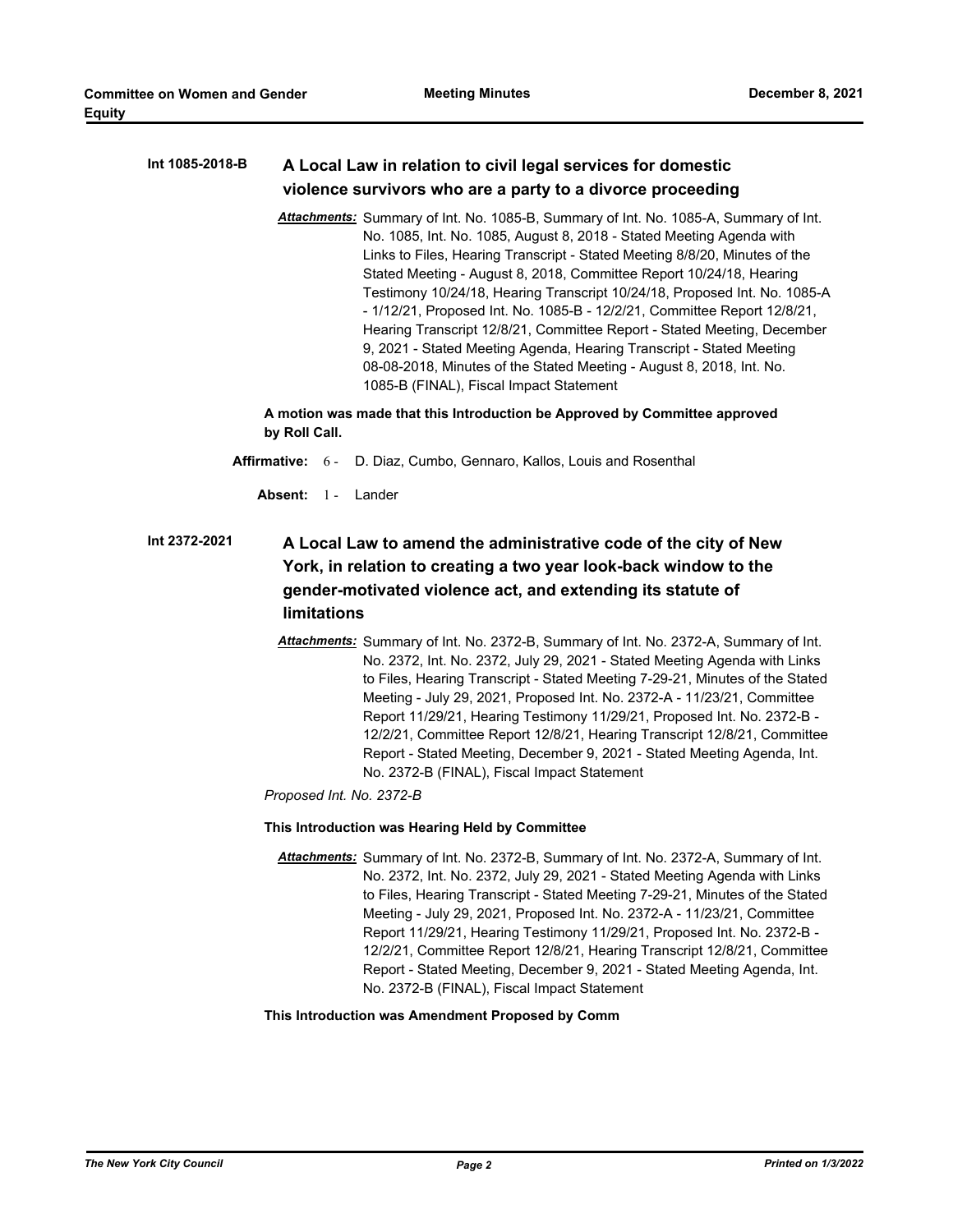**Int 1085-2018-B** **A Local Law in relation to civil legal services for domestic violence survivors who are a party to a divorce proceeding**

***Attachments:*** Summary of Int. No. 1085-B, Summary of Int. No. 1085-A, Summary of Int. No. 1085, Int. No. 1085, August 8, 2018 - Stated Meeting Agenda with Links to Files, Hearing Transcript - Stated Meeting 8/8/20, Minutes of the Stated Meeting - August 8, 2018, Committee Report 10/24/18, Hearing Testimony 10/24/18, Hearing Transcript 10/24/18, Proposed Int. No. 1085-A - 1/12/21, Proposed Int. No. 1085-B - 12/2/21, Committee Report 12/8/21, Hearing Transcript 12/8/21, Committee Report - Stated Meeting, December 9, 2021 - Stated Meeting Agenda, Hearing Transcript - Stated Meeting 08-08-2018, Minutes of the Stated Meeting - August 8, 2018, Int. No. 1085-B (FINAL), Fiscal Impact Statement

**A motion was made that this Introduction be Approved by Committee approved by Roll Call.**

**Affirmative:** 6 - D. Diaz, Cumbo, Gennaro, Kallos, Louis and Rosenthal

**Absent:** 1 - Lander

**Int 2372-2021** **A Local Law to amend the administrative code of the city of New York, in relation to creating a two year look-back window to the gender-motivated violence act, and extending its statute of limitations**

***Attachments:*** Summary of Int. No. 2372-B, Summary of Int. No. 2372-A, Summary of Int. No. 2372, Int. No. 2372, July 29, 2021 - Stated Meeting Agenda with Links to Files, Hearing Transcript - Stated Meeting 7-29-21, Minutes of the Stated Meeting - July 29, 2021, Proposed Int. No. 2372-A - 11/23/21, Committee Report 11/29/21, Hearing Testimony 11/29/21, Proposed Int. No. 2372-B - 12/2/21, Committee Report 12/8/21, Hearing Transcript 12/8/21, Committee Report - Stated Meeting, December 9, 2021 - Stated Meeting Agenda, Int. No. 2372-B (FINAL), Fiscal Impact Statement

*Proposed Int. No. 2372-B*

**This Introduction was Hearing Held by Committee**

***Attachments:*** Summary of Int. No. 2372-B, Summary of Int. No. 2372-A, Summary of Int. No. 2372, Int. No. 2372, July 29, 2021 - Stated Meeting Agenda with Links to Files, Hearing Transcript - Stated Meeting 7-29-21, Minutes of the Stated Meeting - July 29, 2021, Proposed Int. No. 2372-A - 11/23/21, Committee Report 11/29/21, Hearing Testimony 11/29/21, Proposed Int. No. 2372-B - 12/2/21, Committee Report 12/8/21, Hearing Transcript 12/8/21, Committee Report - Stated Meeting, December 9, 2021 - Stated Meeting Agenda, Int. No. 2372-B (FINAL), Fiscal Impact Statement

**This Introduction was Amendment Proposed by Comm**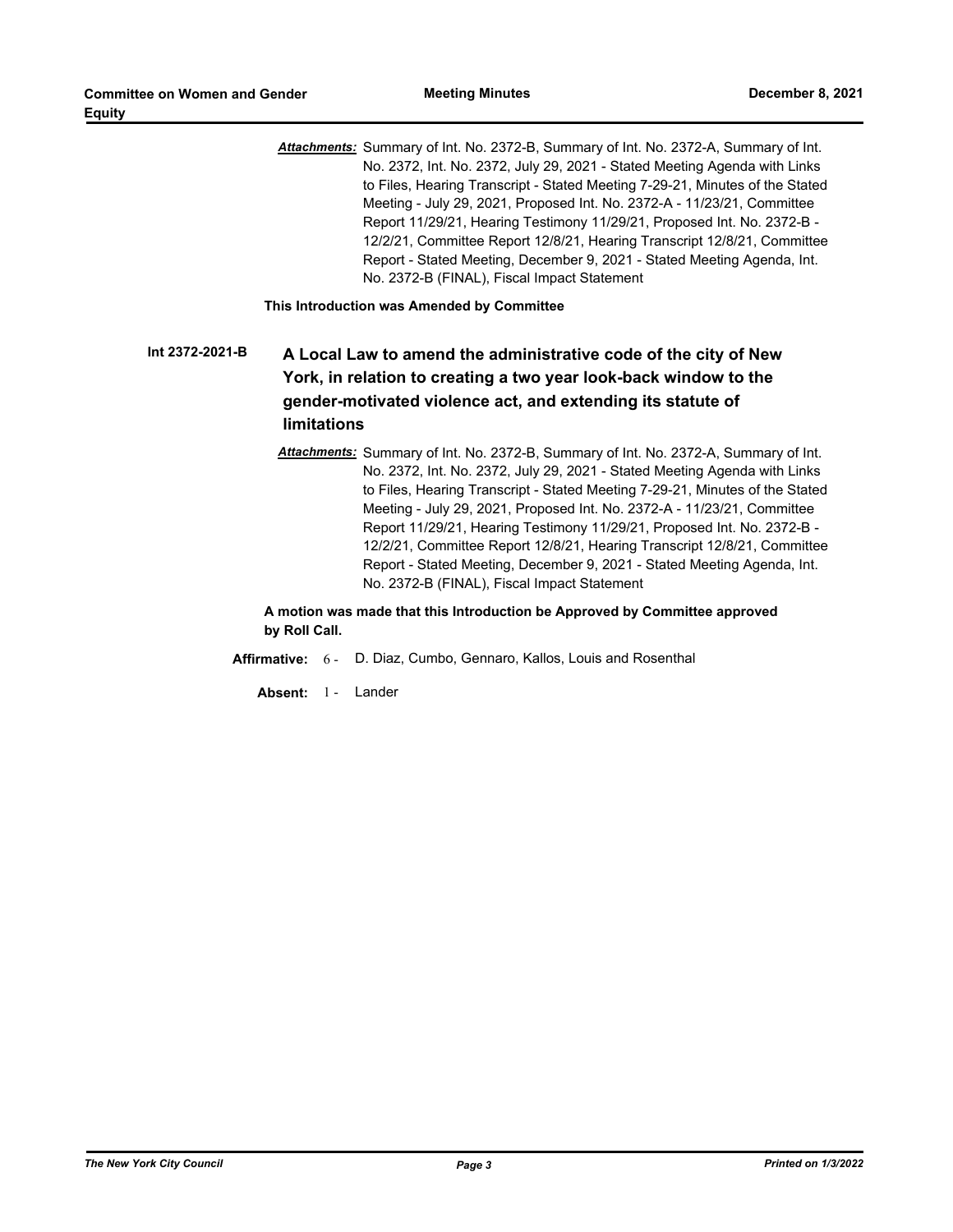***Attachments:*** Summary of Int. No. 2372-B, Summary of Int. No. 2372-A, Summary of Int. No. 2372, Int. No. 2372, July 29, 2021 - Stated Meeting Agenda with Links to Files, Hearing Transcript - Stated Meeting 7-29-21, Minutes of the Stated Meeting - July 29, 2021, Proposed Int. No. 2372-A - 11/23/21, Committee Report 11/29/21, Hearing Testimony 11/29/21, Proposed Int. No. 2372-B - 12/2/21, Committee Report 12/8/21, Hearing Transcript 12/8/21, Committee Report - Stated Meeting, December 9, 2021 - Stated Meeting Agenda, Int. No. 2372-B (FINAL), Fiscal Impact Statement

**This Introduction was Amended by Committee**

**Int 2372-2021-B** **A Local Law to amend the administrative code of the city of New York, in relation to creating a two year look-back window to the gender-motivated violence act, and extending its statute of limitations**

***Attachments:*** Summary of Int. No. 2372-B, Summary of Int. No. 2372-A, Summary of Int. No. 2372, Int. No. 2372, July 29, 2021 - Stated Meeting Agenda with Links to Files, Hearing Transcript - Stated Meeting 7-29-21, Minutes of the Stated Meeting - July 29, 2021, Proposed Int. No. 2372-A - 11/23/21, Committee Report 11/29/21, Hearing Testimony 11/29/21, Proposed Int. No. 2372-B - 12/2/21, Committee Report 12/8/21, Hearing Transcript 12/8/21, Committee Report - Stated Meeting, December 9, 2021 - Stated Meeting Agenda, Int. No. 2372-B (FINAL), Fiscal Impact Statement

**A motion was made that this Introduction be Approved by Committee approved by Roll Call.**

**Affirmative:** 6 - D. Diaz, Cumbo, Gennaro, Kallos, Louis and Rosenthal

**Absent:** 1 - Lander